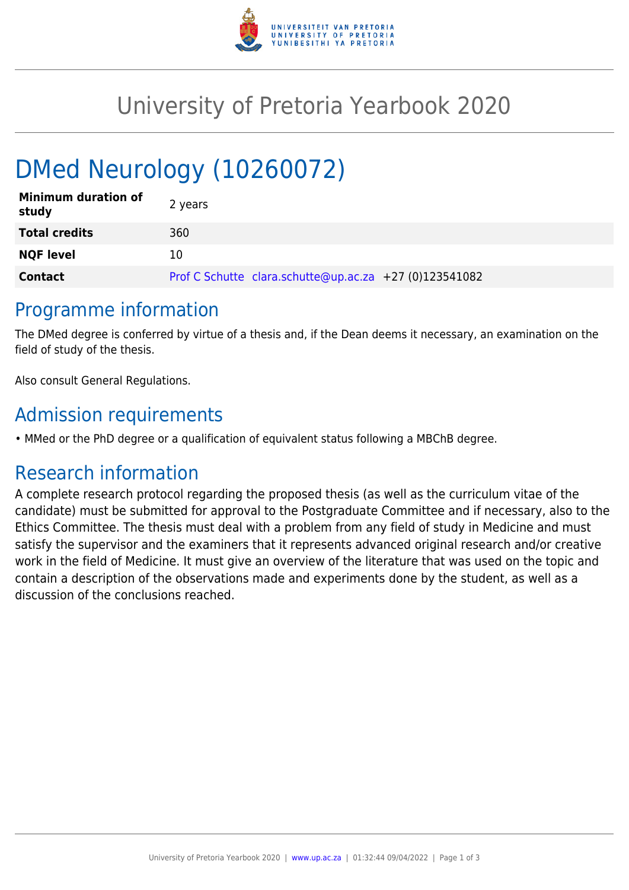# University of Pretoria Yearbook 2020

# DMed Neurology (10260072)

| | |
|---|---|
| **Minimum duration of study** | 2 years |
| **Total credits** | 360 |
| **NQF level** | 10 |
| **Contact** | Prof C Schutte clara.schutte@up.ac.za +27 (0)123541082 |

## Programme information

The DMed degree is conferred by virtue of a thesis and, if the Dean deems it necessary, an examination on the field of study of the thesis.

Also consult General Regulations.

## Admission requirements

- MMed or the PhD degree or a qualification of equivalent status following a MBChB degree.

## Research information

A complete research protocol regarding the proposed thesis (as well as the curriculum vitae of the candidate) must be submitted for approval to the Postgraduate Committee and if necessary, also to the Ethics Committee. The thesis must deal with a problem from any field of study in Medicine and must satisfy the supervisor and the examiners that it represents advanced original research and/or creative work in the field of Medicine. It must give an overview of the literature that was used on the topic and contain a description of the observations made and experiments done by the student, as well as a discussion of the conclusions reached.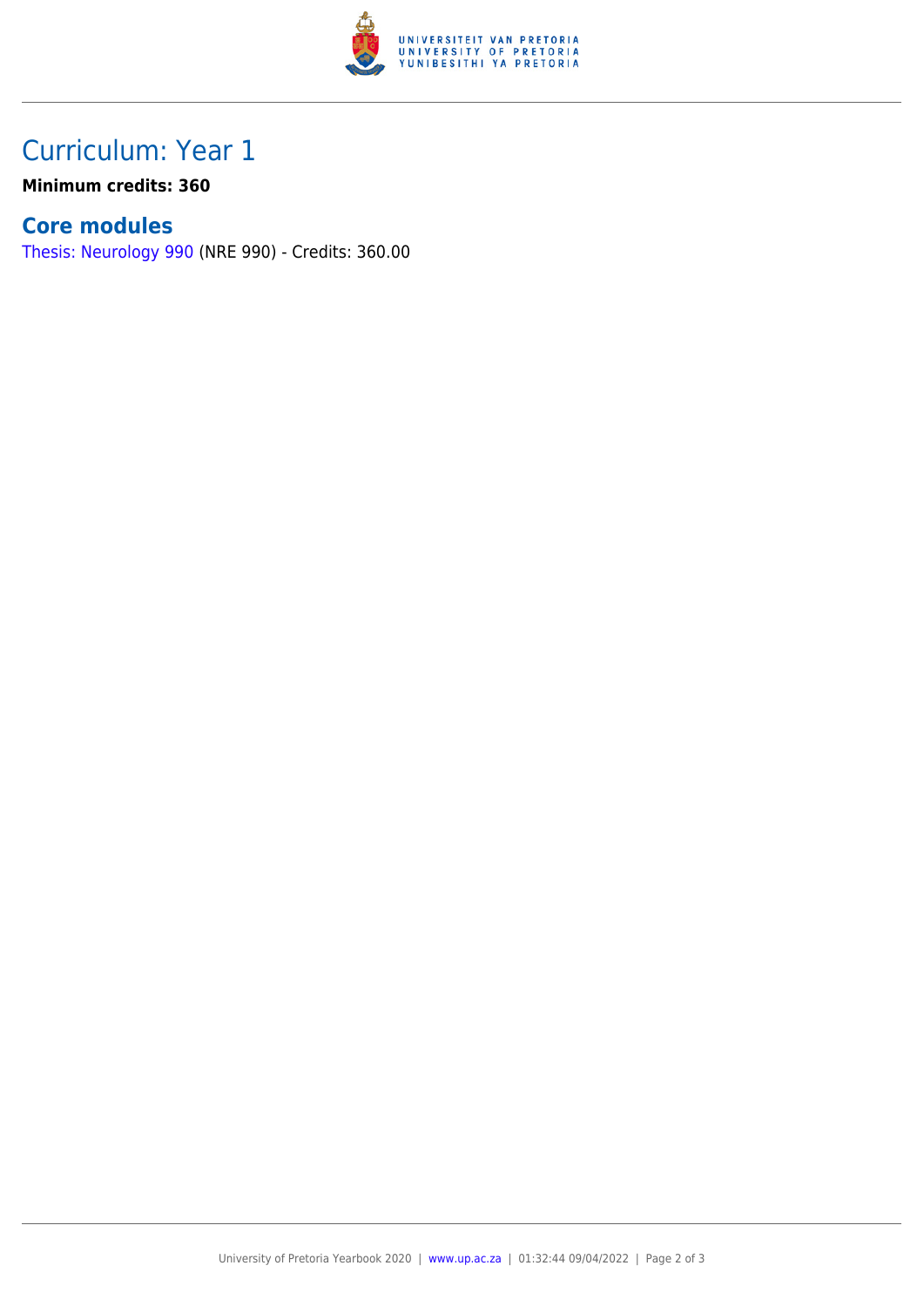## Curriculum: Year 1

**Minimum credits: 360**

### Core modules

Thesis: Neurology 990 (NRE 990) - Credits: 360.00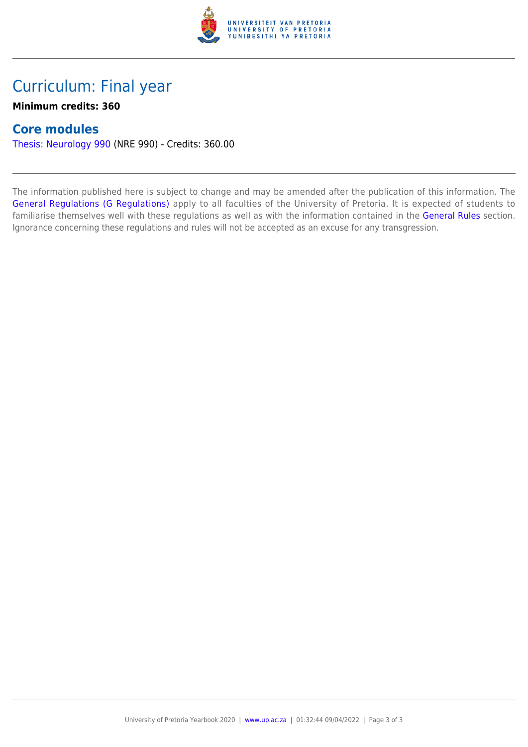## Curriculum: Final year

**Minimum credits: 360**

### Core modules

Thesis: Neurology 990 (NRE 990) - Credits: 360.00

The information published here is subject to change and may be amended after the publication of this information. The General Regulations (G Regulations) apply to all faculties of the University of Pretoria. It is expected of students to familiarise themselves well with these regulations as well as with the information contained in the General Rules section. Ignorance concerning these regulations and rules will not be accepted as an excuse for any transgression.